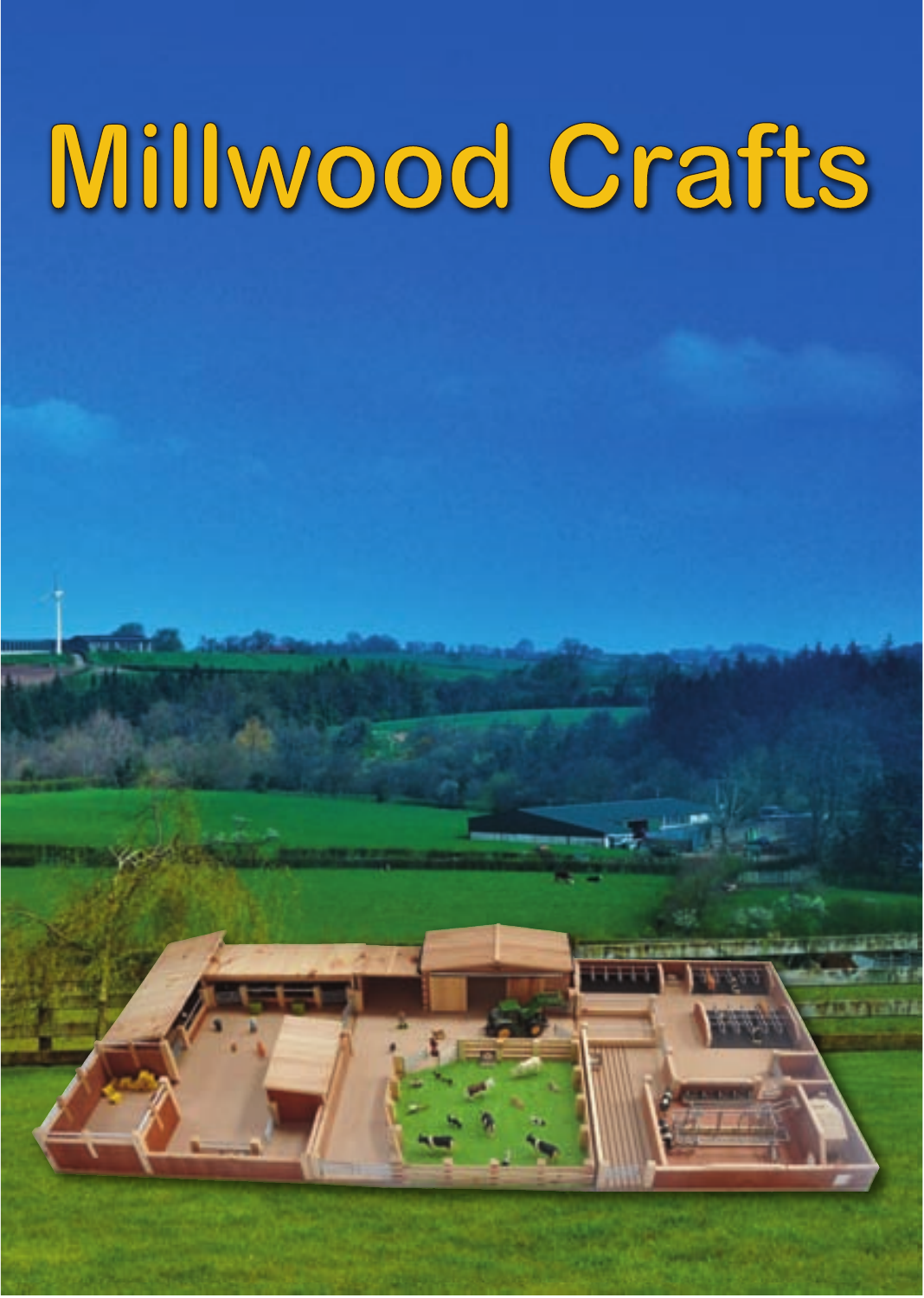# Millwood Crafts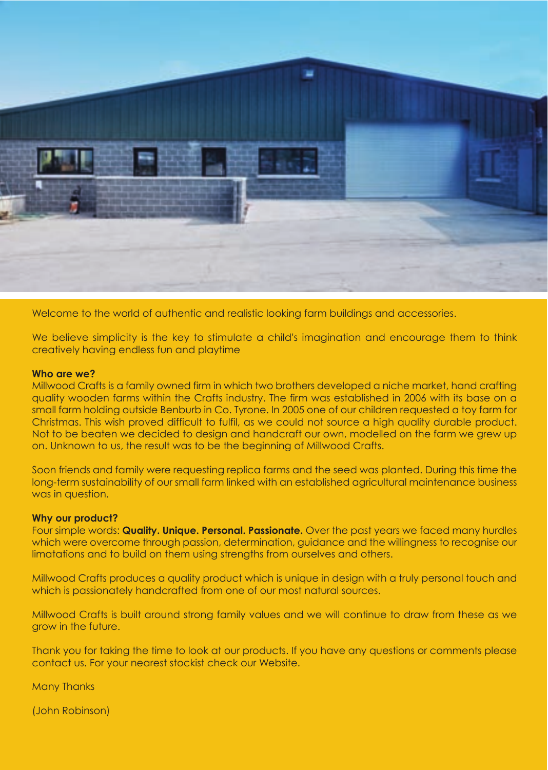Welcome to the world of authentic and realistic looking farm buildings and accessories.

We believe simplicity is the key to stimulate a child's imagination and encourage them to think creatively having endless fun and playtime

**Who are we?**
Millwood Crafts is a family owned firm in which two brothers developed a niche market, hand crafting quality wooden farms within the Crafts industry. The firm was established in 2006 with its base on a small farm holding outside Benburb in Co. Tyrone. In 2005 one of our children requested a toy farm for Christmas. This wish proved difficult to fulfil, as we could not source a high quality durable product. Not to be beaten we decided to design and handcraft our own, modelled on the farm we grew up on. Unknown to us, the result was to be the beginning of Millwood Crafts.

Soon friends and family were requesting replica farms and the seed was planted. During this time the long-term sustainability of our small farm linked with an established agricultural maintenance business was in question.

**Why our product?**
Four simple words: **Quality. Unique. Personal. Passionate.** Over the past years we faced many hurdles which were overcome through passion, determination, guidance and the willingness to recognise our limatations and to build on them using strengths from ourselves and others.

Millwood Crafts produces a quality product which is unique in design with a truly personal touch and which is passionately handcrafted from one of our most natural sources.

Millwood Crafts is built around strong family values and we will continue to draw from these as we grow in the future.

Thank you for taking the time to look at our products. If you have any questions or comments please contact us. For your nearest stockist check our Website.

Many Thanks

(John Robinson)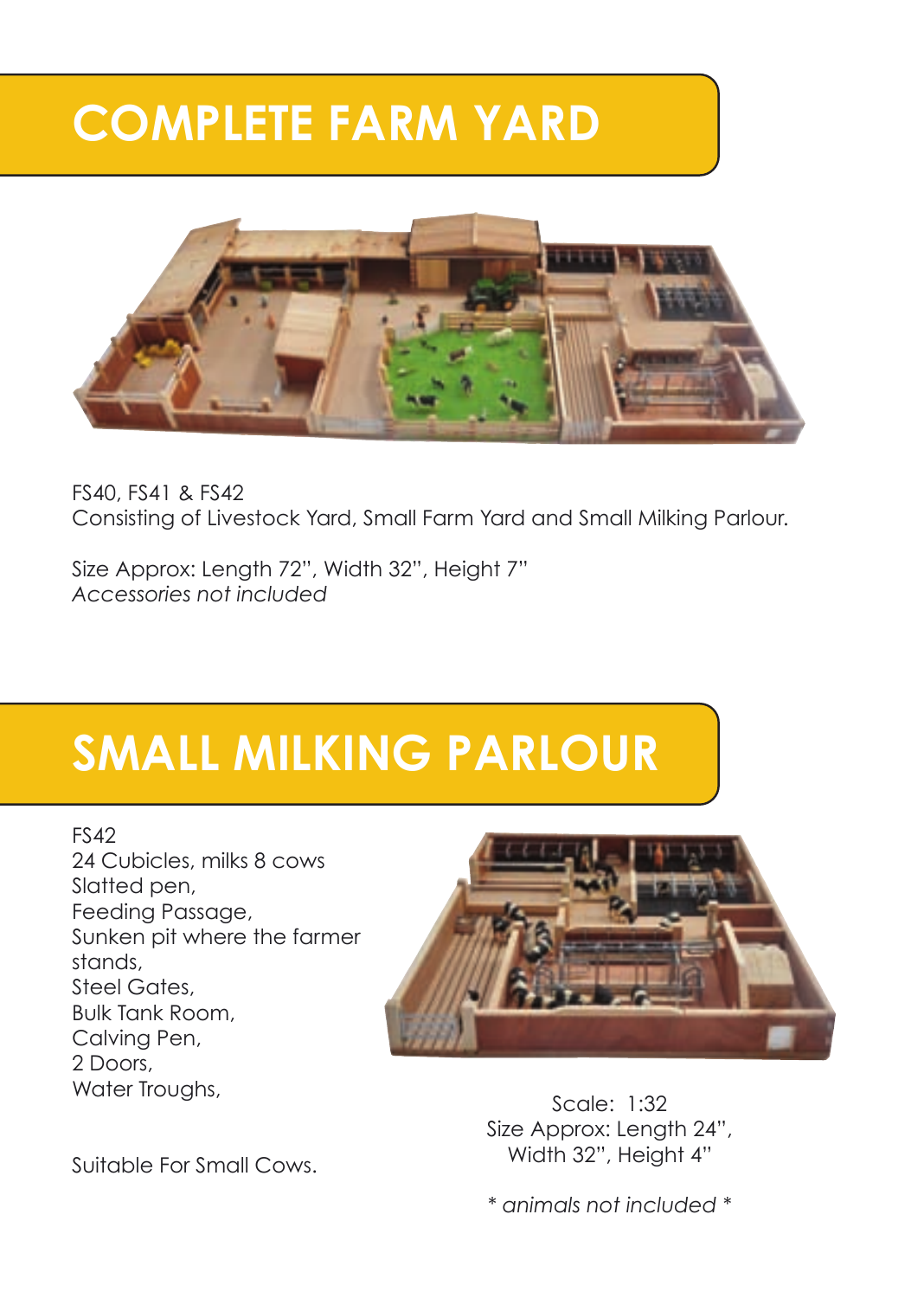# COMPLETE FARM YARD

FS40, FS41 & FS42
Consisting of Livestock Yard, Small Farm Yard and Small Milking Parlour.

Size Approx: Length 72", Width 32", Height 7"
*Accessories not included*

# SMALL MILKING PARLOUR

FS42
24 Cubicles, milks 8 cows
Slatted pen,
Feeding Passage,
Sunken pit where the farmer stands,
Steel Gates,
Bulk Tank Room,
Calving Pen,
2 Doors,
Water Troughs,

Suitable For Small Cows.

Scale: 1:32
Size Approx: Length 24", Width 32", Height 4"

*\* animals not included \**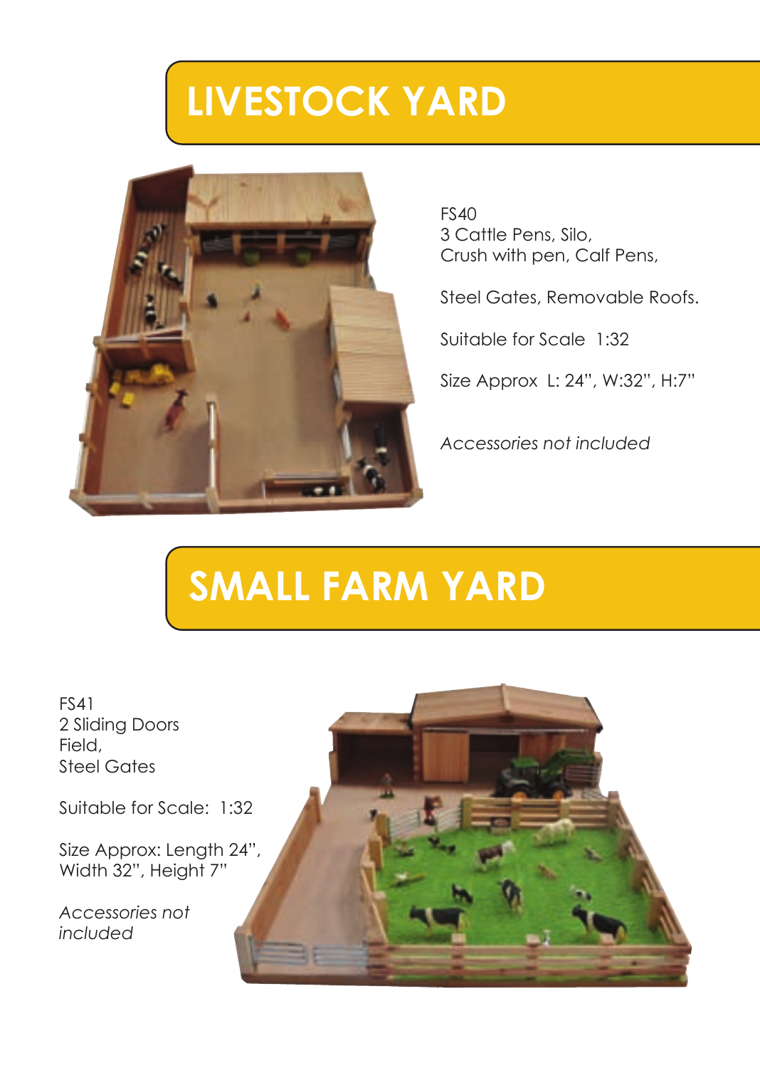# LIVESTOCK YARD

FS40
3 Cattle Pens, Silo,
Crush with pen, Calf Pens,

Steel Gates, Removable Roofs.

Suitable for Scale 1:32

Size Approx L: 24", W:32", H:7"

*Accessories not included*

# SMALL FARM YARD

FS41
2 Sliding Doors
Field,
Steel Gates

Suitable for Scale: 1:32

Size Approx: Length 24",
Width 32", Height 7"

*Accessories not included*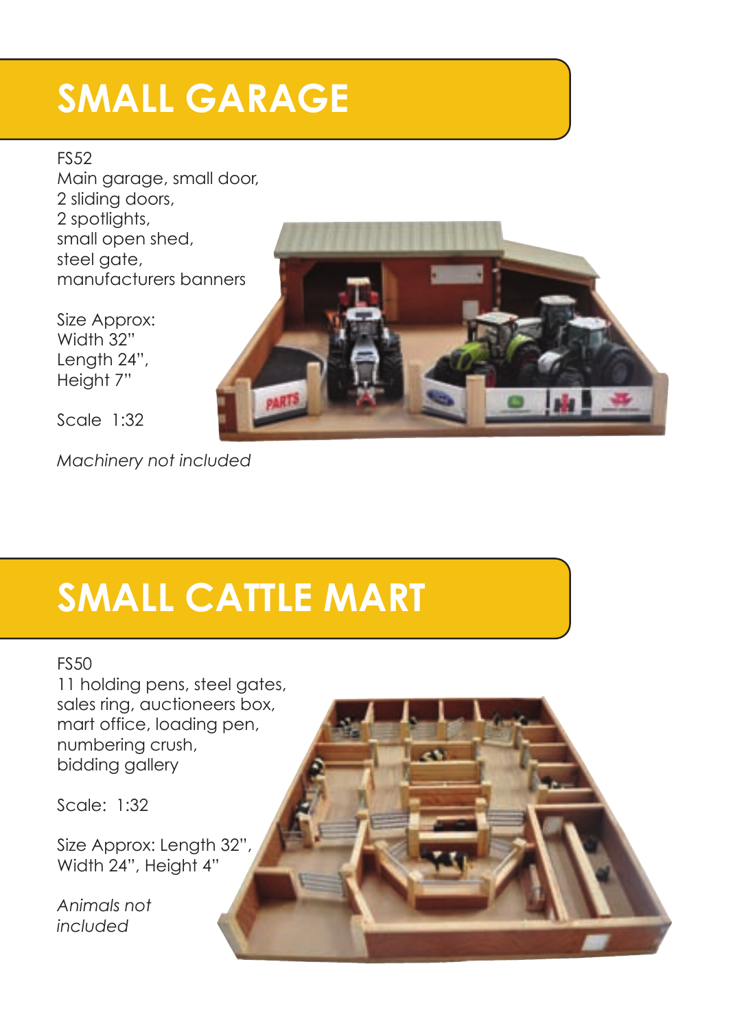# SMALL GARAGE

FS52
Main garage, small door,
2 sliding doors,
2 spotlights,
small open shed,
steel gate,
manufacturers banners

Size Approx:
Width 32"
Length 24",
Height 7"

Scale 1:32

*Machinery not included*

# SMALL CATTLE MART

FS50
11 holding pens, steel gates,
sales ring, auctioneers box,
mart office, loading pen,
numbering crush,
bidding gallery

Scale: 1:32

Size Approx: Length 32",
Width 24", Height 4"

*Animals not included*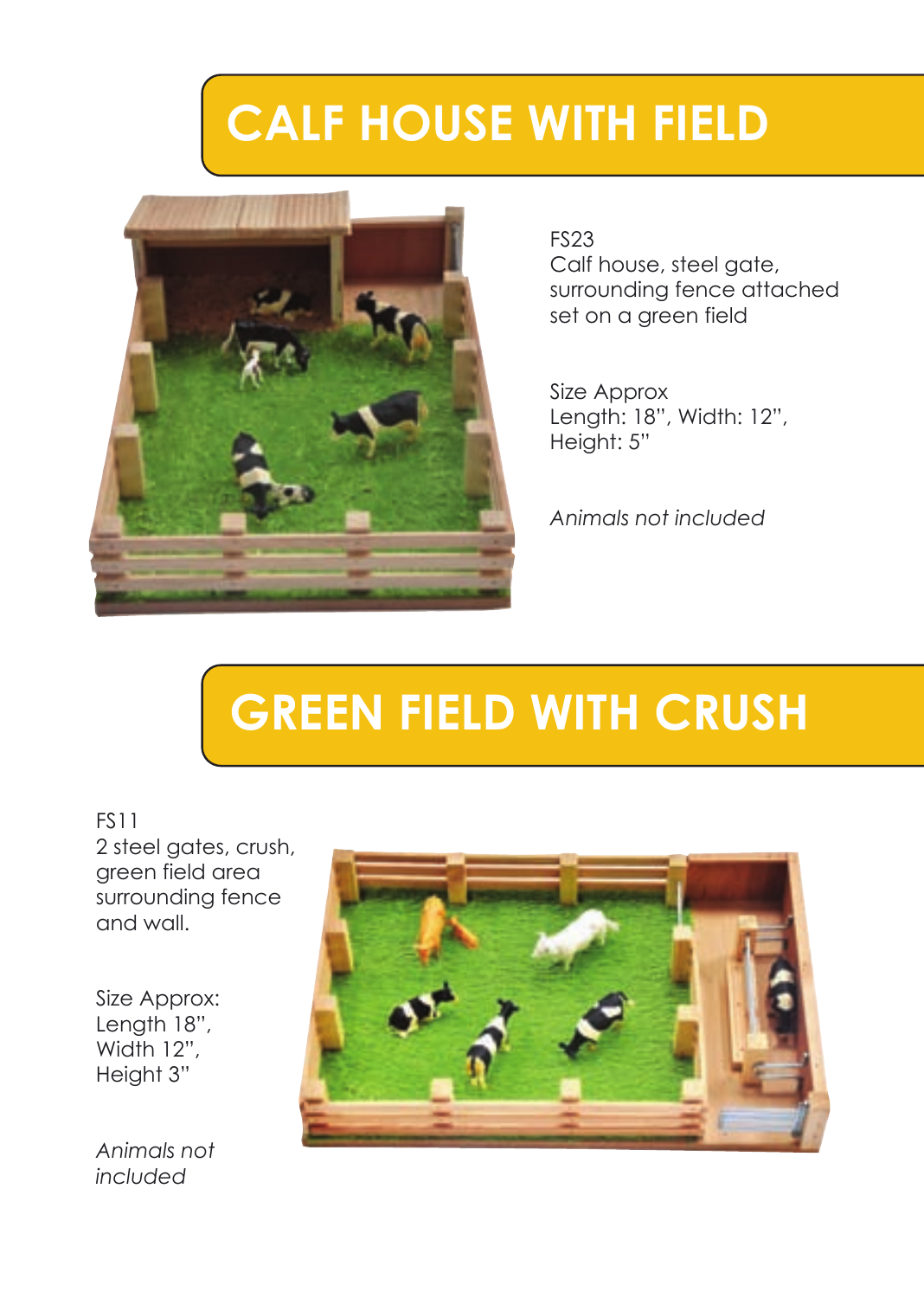# CALF HOUSE WITH FIELD

FS23
Calf house, steel gate, surrounding fence attached set on a green field

Size Approx
Length: 18", Width: 12", Height: 5"

*Animals not included*

# GREEN FIELD WITH CRUSH

FS11
2 steel gates, crush, green field area surrounding fence and wall.

Size Approx:
Length 18",
Width 12",
Height 3"

*Animals not included*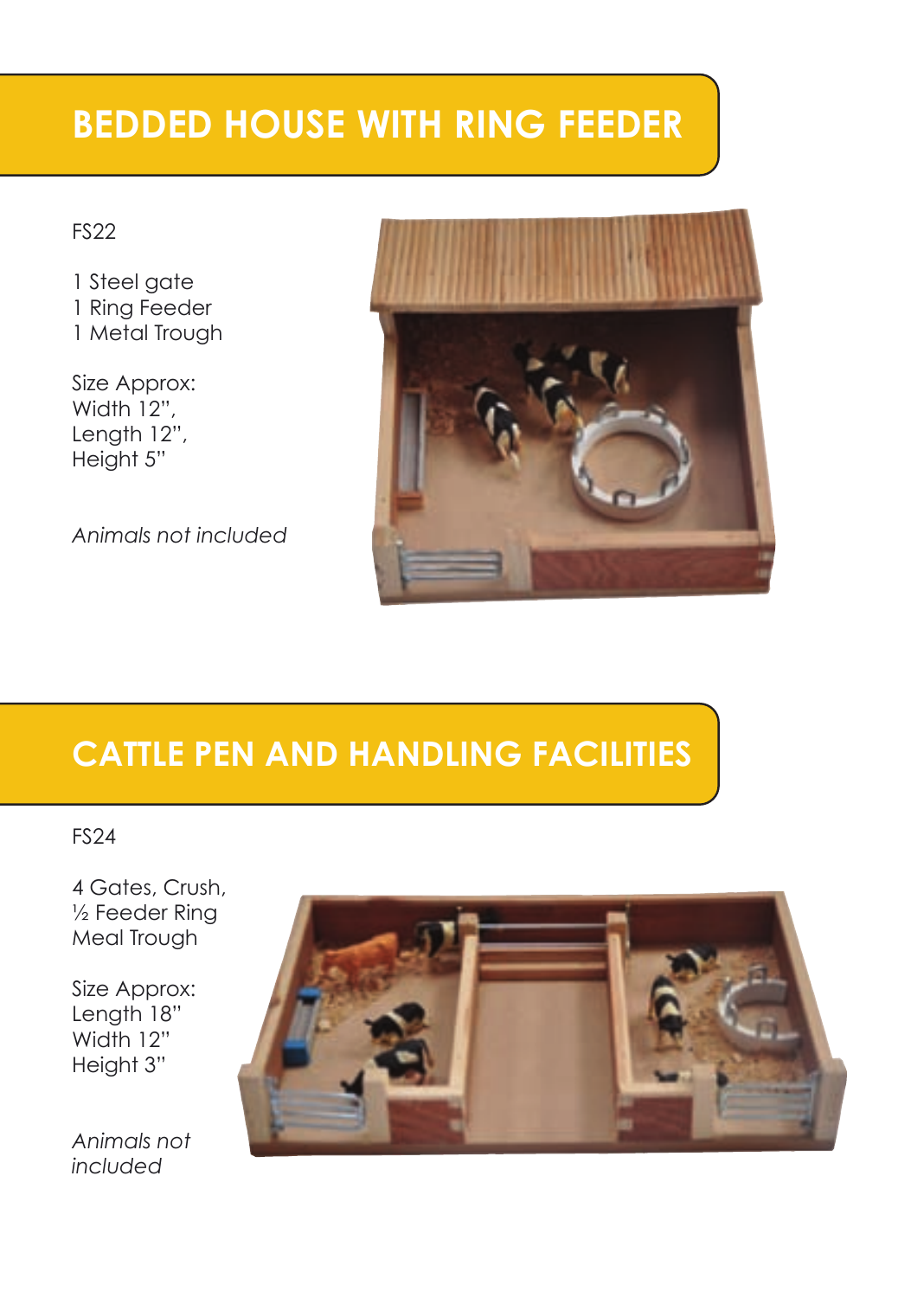# BEDDED HOUSE WITH RING FEEDER

FS22

1 Steel gate
1 Ring Feeder
1 Metal Trough

Size Approx:
Width 12",
Length 12",
Height 5"

*Animals not included*

# CATTLE PEN AND HANDLING FACILITIES

FS24

4 Gates, Crush,
½ Feeder Ring
Meal Trough

Size Approx:
Length 18"
Width 12"
Height 3"

*Animals not included*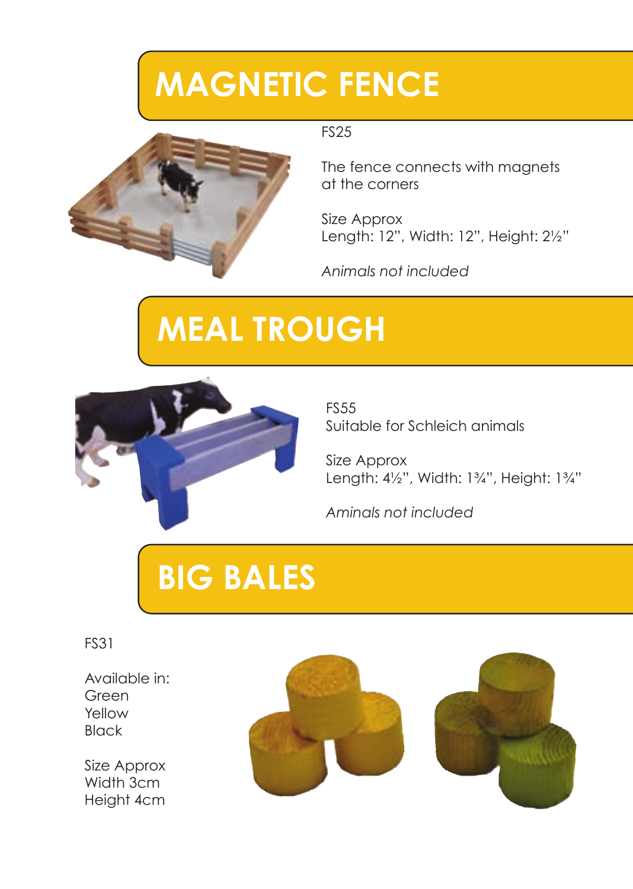# MAGNETIC FENCE

FS25

The fence connects with magnets at the corners

Size Approx
Length: 12", Width: 12", Height: 2½"

*Animals not included*

# MEAL TROUGH

FS55
Suitable for Schleich animals

Size Approx
Length: 4½", Width: 1¾", Height: 1¾"

*Aminals not included*

# BIG BALES

FS31

Available in:
Green
Yellow
Black

Size Approx
Width 3cm
Height 4cm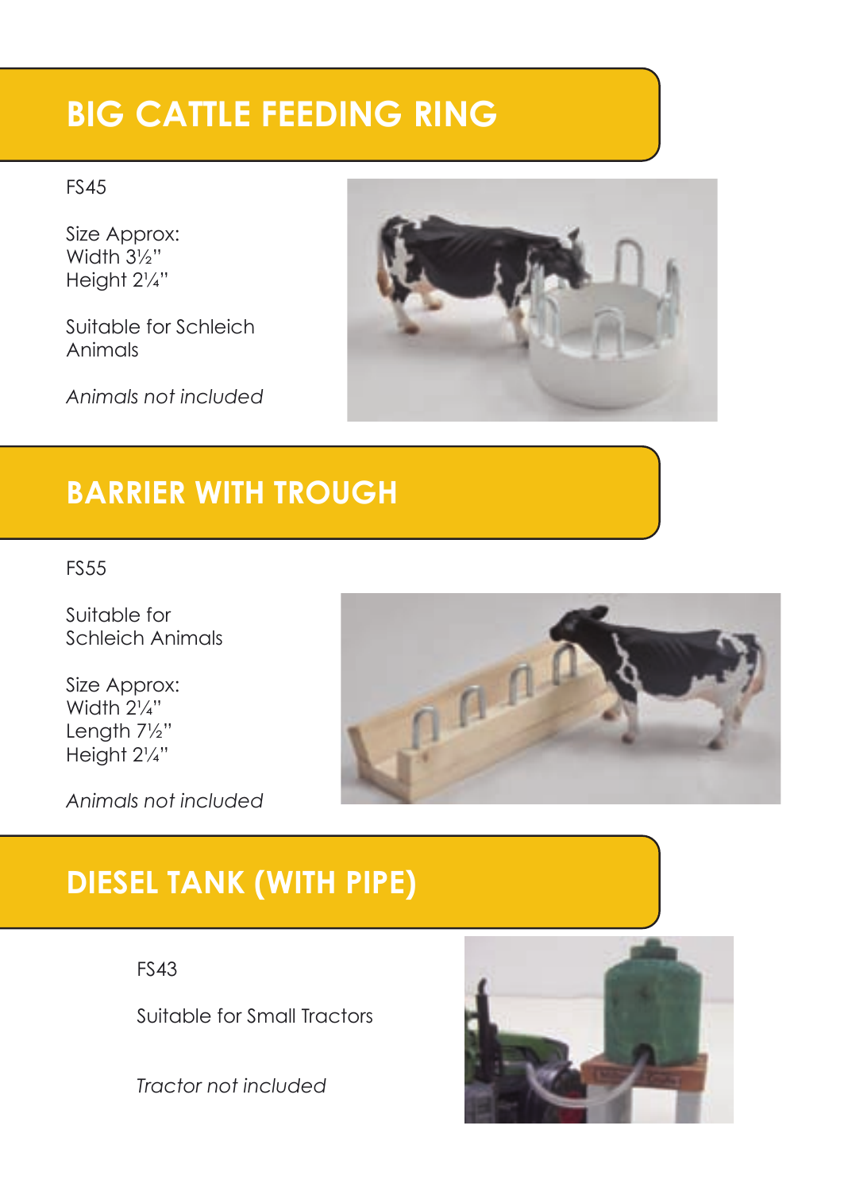## BIG CATTLE FEEDING RING

FS45

Size Approx:
Width 3½"
Height 2¼"

Suitable for Schleich Animals

*Animals not included*

## BARRIER WITH TROUGH

FS55

Suitable for Schleich Animals

Size Approx:
Width 2¼"
Length 7½"
Height 2¼"

*Animals not included*

## DIESEL TANK (WITH PIPE)

FS43

Suitable for Small Tractors

*Tractor not included*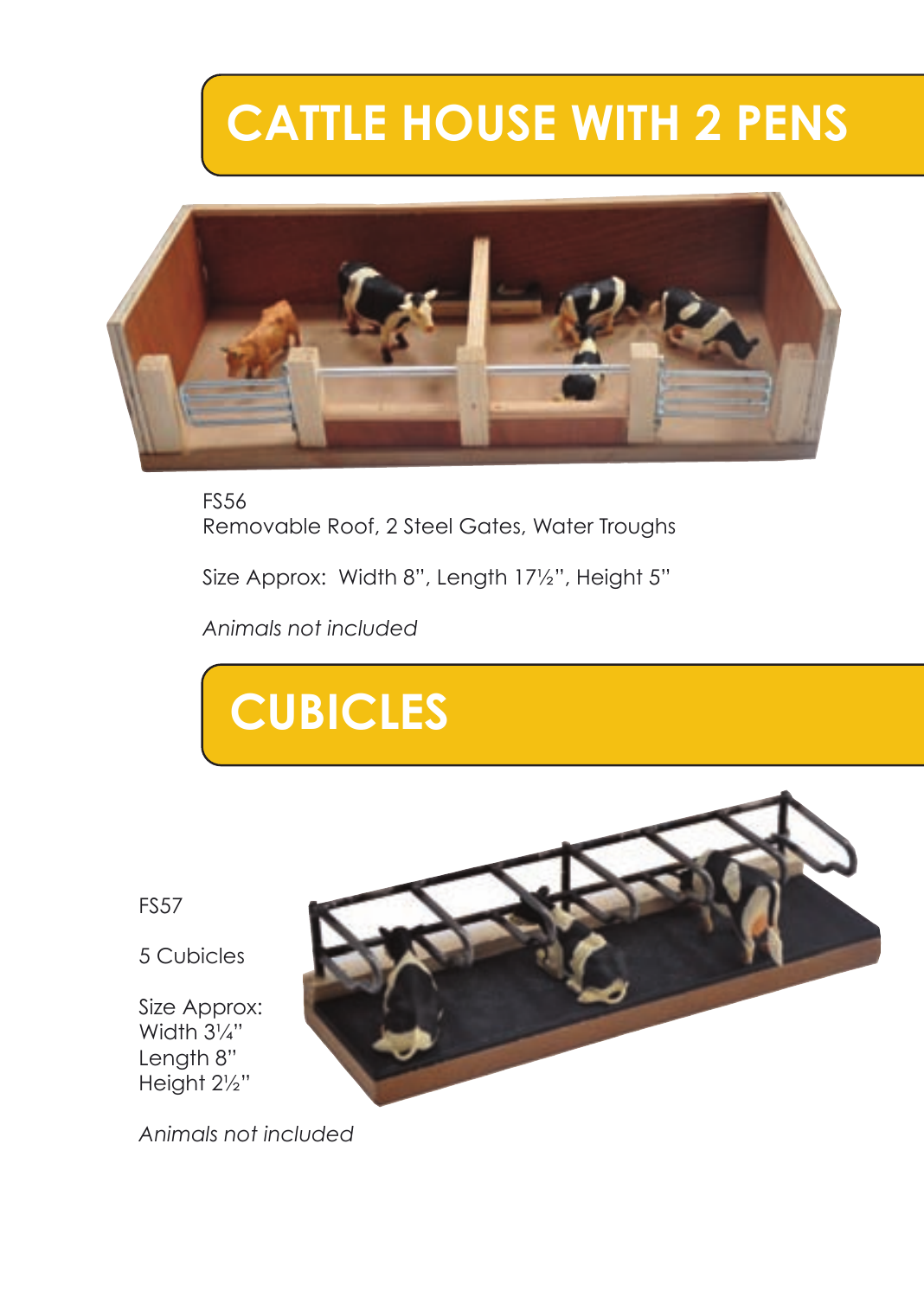# CATTLE HOUSE WITH 2 PENS

FS56
Removable Roof, 2 Steel Gates, Water Troughs

Size Approx: Width 8", Length 17½", Height 5"

*Animals not included*

# CUBICLES

FS57

5 Cubicles

Size Approx:
Width 3¼"
Length 8"
Height 2½"

*Animals not included*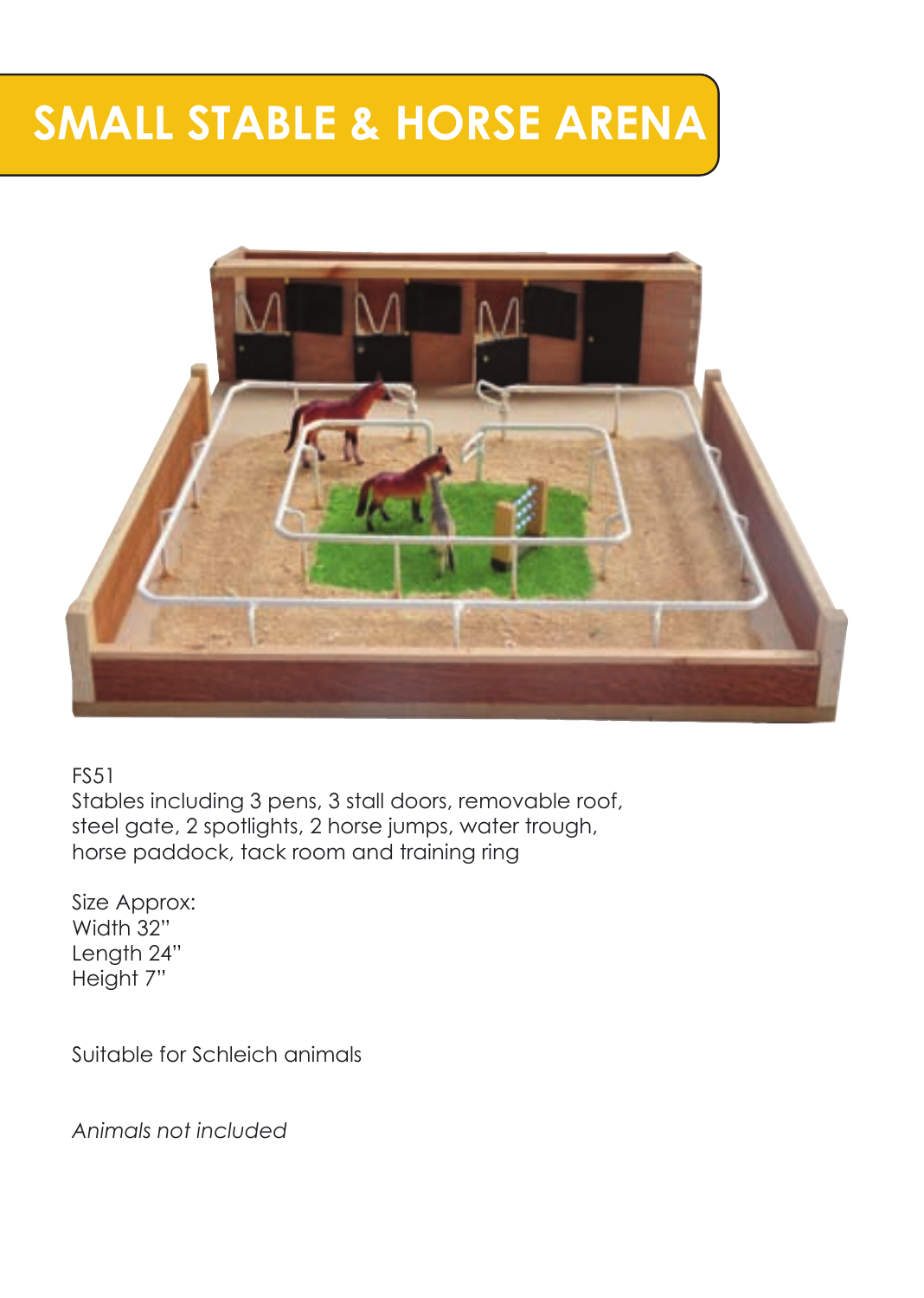# SMALL STABLE & HORSE ARENA

FS51
Stables including 3 pens, 3 stall doors, removable roof, steel gate, 2 spotlights, 2 horse jumps, water trough, horse paddock, tack room and training ring

Size Approx:
Width 32"
Length 24"
Height 7"

Suitable for Schleich animals

*Animals not included*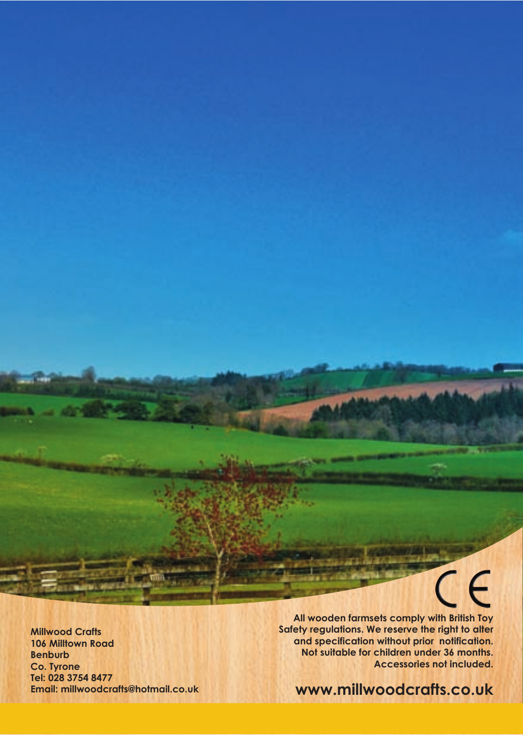CE

All wooden farmsets comply with British Toy Safety regulations. We reserve the right to alter and specification without prior notification. Not suitable for children under 36 months. Accessories not included.

**Millwood Crafts**
**106 Milltown Road**
**Benburb**
**Co. Tyrone**
**Tel: 028 3754 8477**
**Email: millwoodcrafts@hotmail.co.uk**

**www.millwoodcrafts.co.uk**